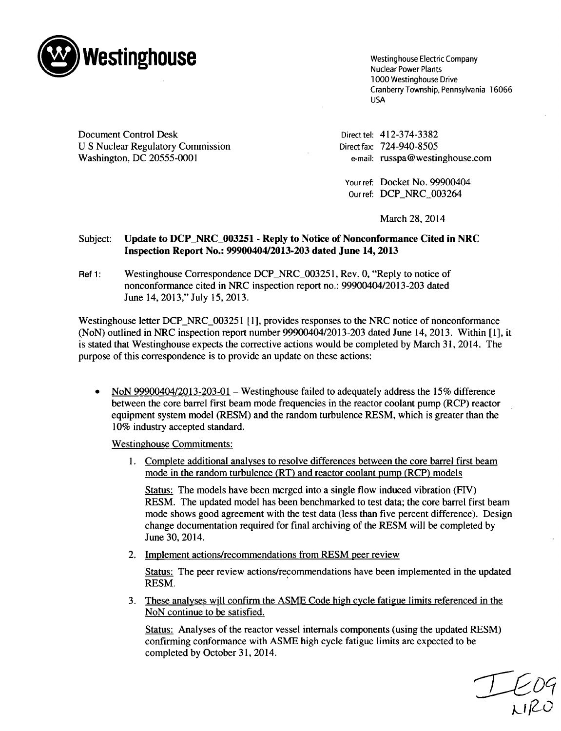**Westinghouse**

Westinghouse Electric Company
Nuclear Power Plants
1000 Westinghouse Drive
Cranberry Township, Pennsylvania 16066
USA

Document Control Desk
U S Nuclear Regulatory Commission
Washington, DC 20555-0001

Direct tel: 412-374-3382
Direct fax: 724-940-8505
e-mail: russpa@westinghouse.com

Your ref: Docket No. 99900404
Our ref: DCP_NRC_003264

March 28, 2014

Subject: **Update to DCP_NRC_003251 - Reply to Notice of Nonconformance Cited in NRC Inspection Report No.: 99900404/2013-203 dated June 14, 2013**

Ref 1: Westinghouse Correspondence DCP_NRC_003251, Rev. 0, "Reply to notice of nonconformance cited in NRC inspection report no.: 99900404/2013-203 dated June 14, 2013," July 15, 2013.

Westinghouse letter DCP_NRC_003251 [1], provides responses to the NRC notice of nonconformance (NoN) outlined in NRC inspection report number 99900404/2013-203 dated June 14, 2013. Within [1], it is stated that Westinghouse expects the corrective actions would be completed by March 31, 2014. The purpose of this correspondence is to provide an update on these actions:

- NoN 99900404/2013-203-01 – Westinghouse failed to adequately address the 15% difference between the core barrel first beam mode frequencies in the reactor coolant pump (RCP) reactor equipment system model (RESM) and the random turbulence RESM, which is greater than the 10% industry accepted standard.

  Westinghouse Commitments:

  1. Complete additional analyses to resolve differences between the core barrel first beam mode in the random turbulence (RT) and reactor coolant pump (RCP) models

     Status: The models have been merged into a single flow induced vibration (FIV) RESM. The updated model has been benchmarked to test data; the core barrel first beam mode shows good agreement with the test data (less than five percent difference). Design change documentation required for final archiving of the RESM will be completed by June 30, 2014.

  2. Implement actions/recommendations from RESM peer review

     Status: The peer review actions/recommendations have been implemented in the updated RESM.

  3. These analyses will confirm the ASME Code high cycle fatigue limits referenced in the NoN continue to be satisfied.

     Status: Analyses of the reactor vessel internals components (using the updated RESM) confirming conformance with ASME high cycle fatigue limits are expected to be completed by October 31, 2014.

IE09
NRO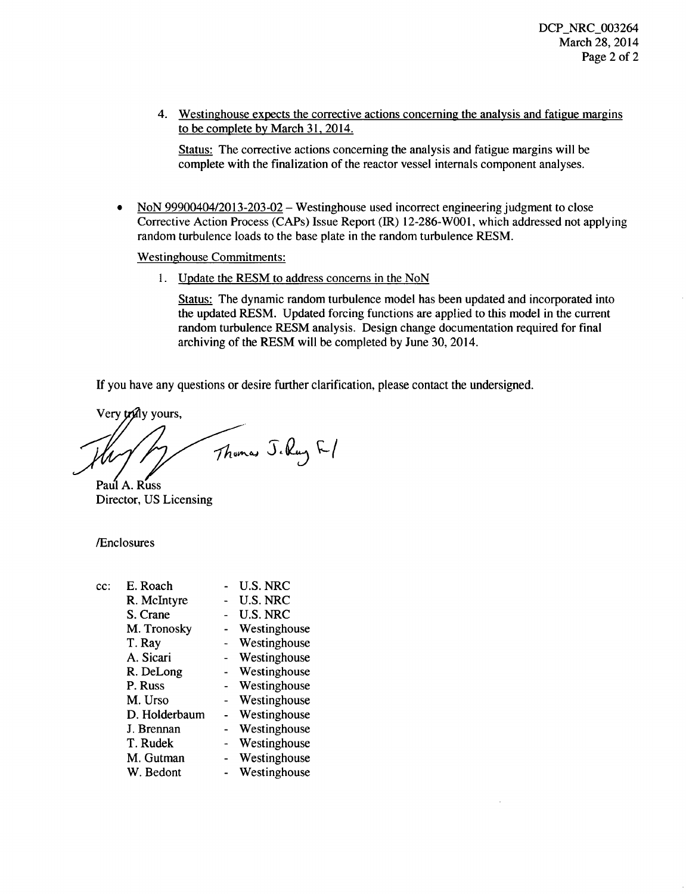4. Westinghouse expects the corrective actions concerning the analysis and fatigue margins to be complete by March 31, 2014.

   Status: The corrective actions concerning the analysis and fatigue margins will be complete with the finalization of the reactor vessel internals component analyses.

- NoN 99900404/2013-203-02 – Westinghouse used incorrect engineering judgment to close Corrective Action Process (CAPs) Issue Report (IR) 12-286-W001, which addressed not applying random turbulence loads to the base plate in the random turbulence RESM.

  Westinghouse Commitments:

  1. Update the RESM to address concerns in the NoN

     Status: The dynamic random turbulence model has been updated and incorporated into the updated RESM. Updated forcing functions are applied to this model in the current random turbulence RESM analysis. Design change documentation required for final archiving of the RESM will be completed by June 30, 2014.

If you have any questions or desire further clarification, please contact the undersigned.

Very truly yours,

Thomas J. Ray F/

Paul A. Russ
Director, US Licensing

/Enclosures

| | | | |
|---|---|---|---|
| cc: | E. Roach | - | U.S. NRC |
| | R. McIntyre | - | U.S. NRC |
| | S. Crane | - | U.S. NRC |
| | M. Tronosky | - | Westinghouse |
| | T. Ray | - | Westinghouse |
| | A. Sicari | - | Westinghouse |
| | R. DeLong | - | Westinghouse |
| | P. Russ | - | Westinghouse |
| | M. Urso | - | Westinghouse |
| | D. Holderbaum | - | Westinghouse |
| | J. Brennan | - | Westinghouse |
| | T. Rudek | - | Westinghouse |
| | M. Gutman | - | Westinghouse |
| | W. Bedont | - | Westinghouse |